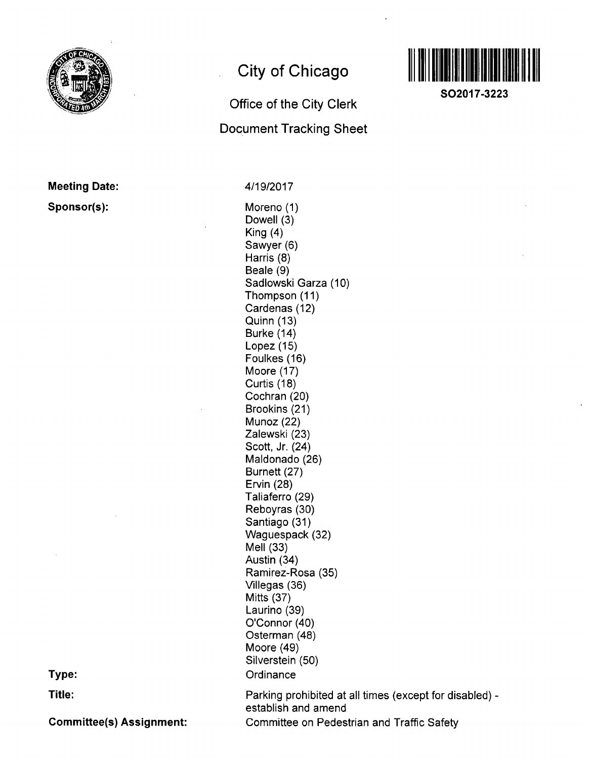# City of Chicago

## Office of the City Clerk

## Document Tracking Sheet

**SO2017-3223**

**Meeting Date:** 4/19/2017

**Sponsor(s):**

Moreno (1)
Dowell (3)
King (4)
Sawyer (6)
Harris (8)
Beale (9)
Sadlowski Garza (10)
Thompson (11)
Cardenas (12)
Quinn (13)
Burke (14)
Lopez (15)
Foulkes (16)
Moore (17)
Curtis (18)
Cochran (20)
Brookins (21)
Munoz (22)
Zalewski (23)
Scott, Jr. (24)
Maldonado (26)
Burnett (27)
Ervin (28)
Taliaferro (29)
Reboyras (30)
Santiago (31)
Waguespack (32)
Mell (33)
Austin (34)
Ramirez-Rosa (35)
Villegas (36)
Mitts (37)
Laurino (39)
O'Connor (40)
Osterman (48)
Moore (49)
Silverstein (50)

**Type:** Ordinance

**Title:** Parking prohibited at all times (except for disabled) - establish and amend

**Committee(s) Assignment:** Committee on Pedestrian and Traffic Safety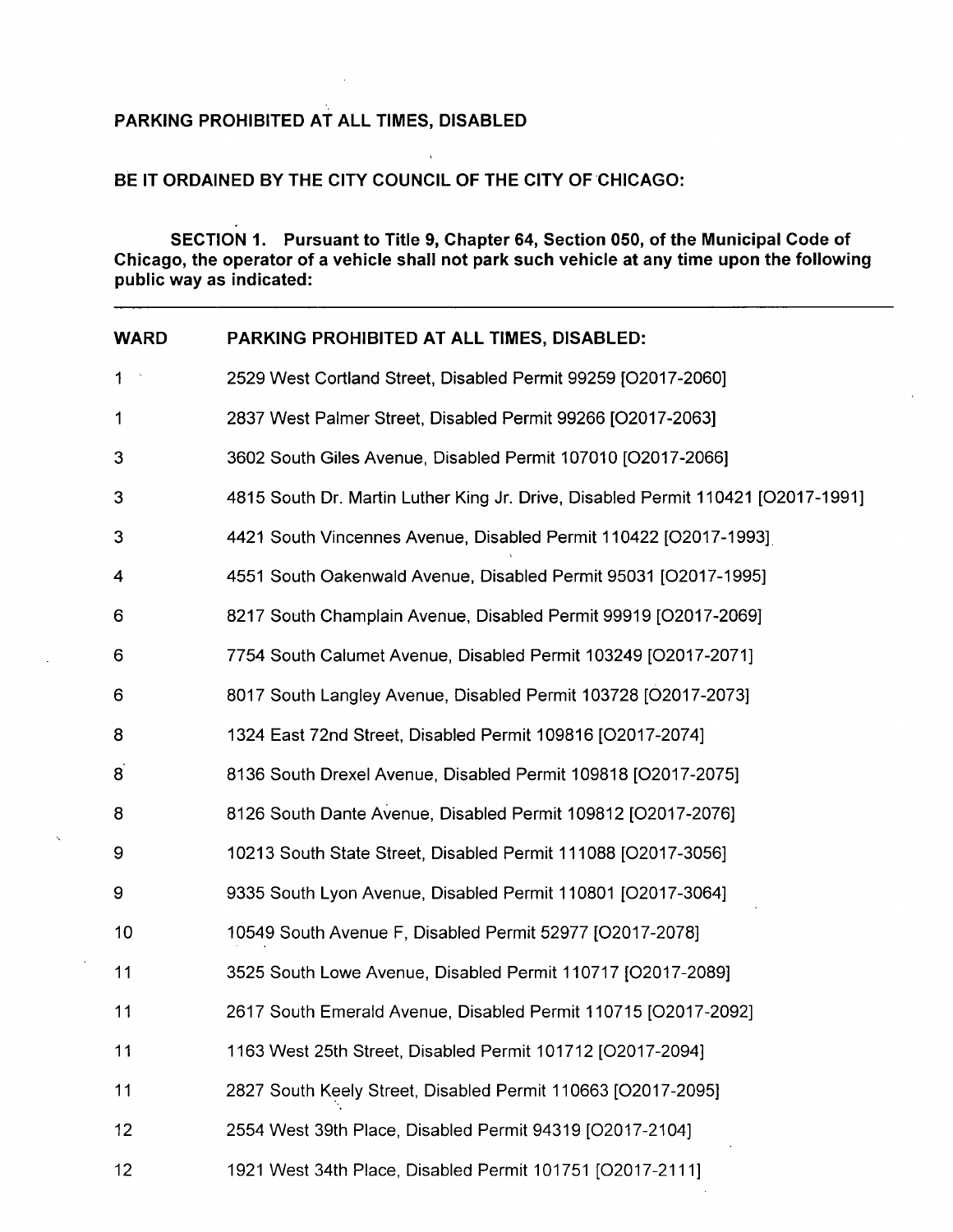**PARKING PROHIBITED AT ALL TIMES, DISABLED**

**BE IT ORDAINED BY THE CITY COUNCIL OF THE CITY OF CHICAGO:**

**SECTION 1. Pursuant to Title 9, Chapter 64, Section 050, of the Municipal Code of Chicago, the operator of a vehicle shall not park such vehicle at any time upon the following public way as indicated:**

| WARD | PARKING PROHIBITED AT ALL TIMES, DISABLED: |
|---|---|
| 1 | 2529 West Cortland Street, Disabled Permit 99259 [O2017-2060] |
| 1 | 2837 West Palmer Street, Disabled Permit 99266 [O2017-2063] |
| 3 | 3602 South Giles Avenue, Disabled Permit 107010 [O2017-2066] |
| 3 | 4815 South Dr. Martin Luther King Jr. Drive, Disabled Permit 110421 [O2017-1991] |
| 3 | 4421 South Vincennes Avenue, Disabled Permit 110422 [O2017-1993] |
| 4 | 4551 South Oakenwald Avenue, Disabled Permit 95031 [O2017-1995] |
| 6 | 8217 South Champlain Avenue, Disabled Permit 99919 [O2017-2069] |
| 6 | 7754 South Calumet Avenue, Disabled Permit 103249 [O2017-2071] |
| 6 | 8017 South Langley Avenue, Disabled Permit 103728 [O2017-2073] |
| 8 | 1324 East 72nd Street, Disabled Permit 109816 [O2017-2074] |
| 8 | 8136 South Drexel Avenue, Disabled Permit 109818 [O2017-2075] |
| 8 | 8126 South Dante Avenue, Disabled Permit 109812 [O2017-2076] |
| 9 | 10213 South State Street, Disabled Permit 111088 [O2017-3056] |
| 9 | 9335 South Lyon Avenue, Disabled Permit 110801 [O2017-3064] |
| 10 | 10549 South Avenue F, Disabled Permit 52977 [O2017-2078] |
| 11 | 3525 South Lowe Avenue, Disabled Permit 110717 [O2017-2089] |
| 11 | 2617 South Emerald Avenue, Disabled Permit 110715 [O2017-2092] |
| 11 | 1163 West 25th Street, Disabled Permit 101712 [O2017-2094] |
| 11 | 2827 South Keely Street, Disabled Permit 110663 [O2017-2095] |
| 12 | 2554 West 39th Place, Disabled Permit 94319 [O2017-2104] |
| 12 | 1921 West 34th Place, Disabled Permit 101751 [O2017-2111] |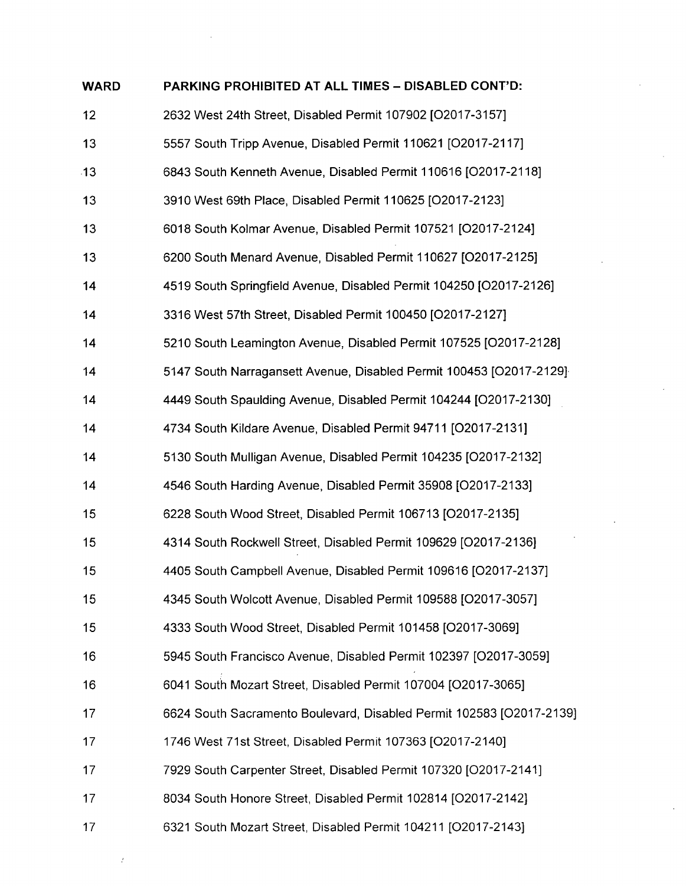| WARD | PARKING PROHIBITED AT ALL TIMES – DISABLED CONT'D: |
|---|---|
| 12 | 2632 West 24th Street, Disabled Permit 107902 [O2017-3157] |
| 13 | 5557 South Tripp Avenue, Disabled Permit 110621 [O2017-2117] |
| 13 | 6843 South Kenneth Avenue, Disabled Permit 110616 [O2017-2118] |
| 13 | 3910 West 69th Place, Disabled Permit 110625 [O2017-2123] |
| 13 | 6018 South Kolmar Avenue, Disabled Permit 107521 [O2017-2124] |
| 13 | 6200 South Menard Avenue, Disabled Permit 110627 [O2017-2125] |
| 14 | 4519 South Springfield Avenue, Disabled Permit 104250 [O2017-2126] |
| 14 | 3316 West 57th Street, Disabled Permit 100450 [O2017-2127] |
| 14 | 5210 South Leamington Avenue, Disabled Permit 107525 [O2017-2128] |
| 14 | 5147 South Narragansett Avenue, Disabled Permit 100453 [O2017-2129] |
| 14 | 4449 South Spaulding Avenue, Disabled Permit 104244 [O2017-2130] |
| 14 | 4734 South Kildare Avenue, Disabled Permit 94711 [O2017-2131] |
| 14 | 5130 South Mulligan Avenue, Disabled Permit 104235 [O2017-2132] |
| 14 | 4546 South Harding Avenue, Disabled Permit 35908 [O2017-2133] |
| 15 | 6228 South Wood Street, Disabled Permit 106713 [O2017-2135] |
| 15 | 4314 South Rockwell Street, Disabled Permit 109629 [O2017-2136] |
| 15 | 4405 South Campbell Avenue, Disabled Permit 109616 [O2017-2137] |
| 15 | 4345 South Wolcott Avenue, Disabled Permit 109588 [O2017-3057] |
| 15 | 4333 South Wood Street, Disabled Permit 101458 [O2017-3069] |
| 16 | 5945 South Francisco Avenue, Disabled Permit 102397 [O2017-3059] |
| 16 | 6041 South Mozart Street, Disabled Permit 107004 [O2017-3065] |
| 17 | 6624 South Sacramento Boulevard, Disabled Permit 102583 [O2017-2139] |
| 17 | 1746 West 71st Street, Disabled Permit 107363 [O2017-2140] |
| 17 | 7929 South Carpenter Street, Disabled Permit 107320 [O2017-2141] |
| 17 | 8034 South Honore Street, Disabled Permit 102814 [O2017-2142] |
| 17 | 6321 South Mozart Street, Disabled Permit 104211 [O2017-2143] |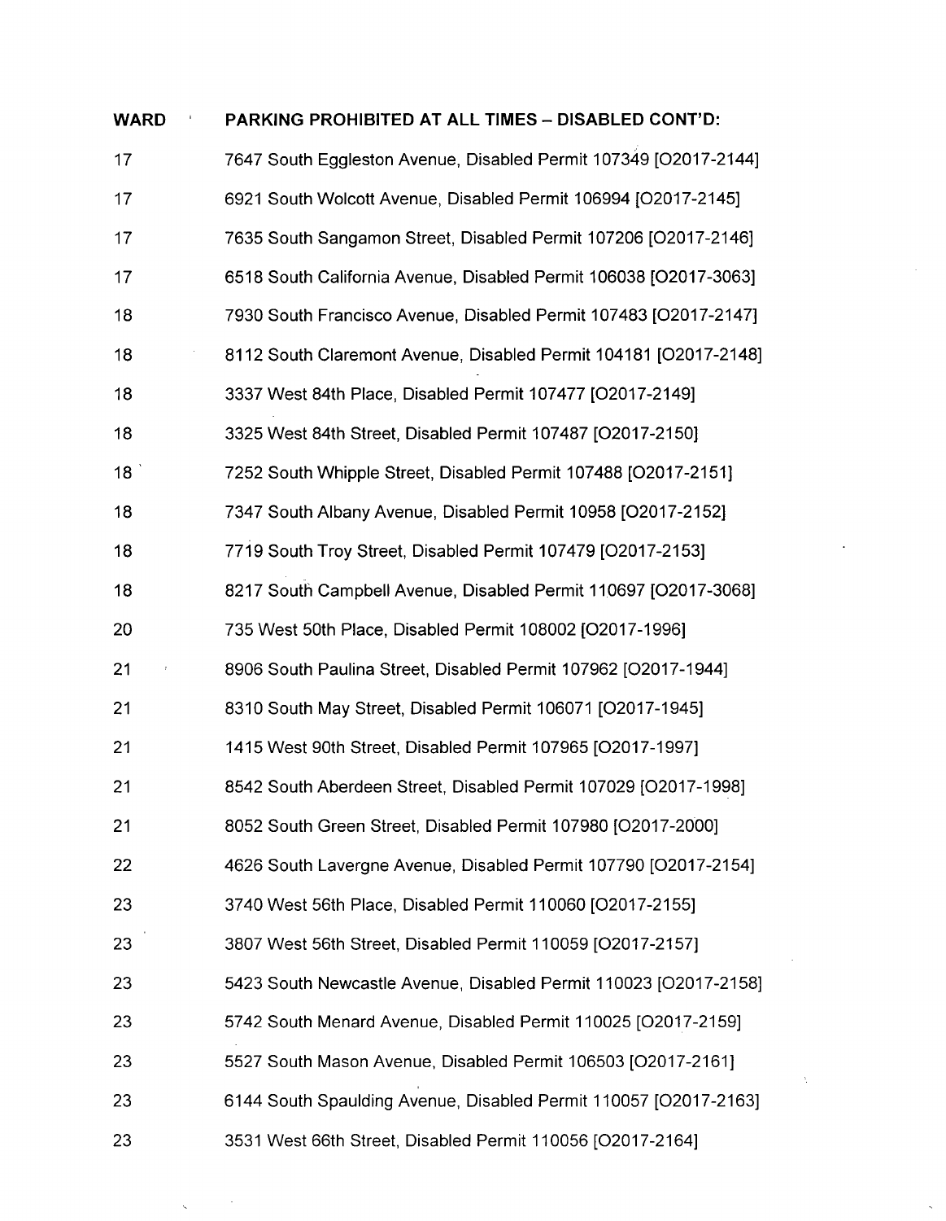| WARD | PARKING PROHIBITED AT ALL TIMES – DISABLED CONT'D: |
|---|---|
| 17 | 7647 South Eggleston Avenue, Disabled Permit 107349 [O2017-2144] |
| 17 | 6921 South Wolcott Avenue, Disabled Permit 106994 [O2017-2145] |
| 17 | 7635 South Sangamon Street, Disabled Permit 107206 [O2017-2146] |
| 17 | 6518 South California Avenue, Disabled Permit 106038 [O2017-3063] |
| 18 | 7930 South Francisco Avenue, Disabled Permit 107483 [O2017-2147] |
| 18 | 8112 South Claremont Avenue, Disabled Permit 104181 [O2017-2148] |
| 18 | 3337 West 84th Place, Disabled Permit 107477 [O2017-2149] |
| 18 | 3325 West 84th Street, Disabled Permit 107487 [O2017-2150] |
| 18 | 7252 South Whipple Street, Disabled Permit 107488 [O2017-2151] |
| 18 | 7347 South Albany Avenue, Disabled Permit 10958 [O2017-2152] |
| 18 | 7719 South Troy Street, Disabled Permit 107479 [O2017-2153] |
| 18 | 8217 South Campbell Avenue, Disabled Permit 110697 [O2017-3068] |
| 20 | 735 West 50th Place, Disabled Permit 108002 [O2017-1996] |
| 21 | 8906 South Paulina Street, Disabled Permit 107962 [O2017-1944] |
| 21 | 8310 South May Street, Disabled Permit 106071 [O2017-1945] |
| 21 | 1415 West 90th Street, Disabled Permit 107965 [O2017-1997] |
| 21 | 8542 South Aberdeen Street, Disabled Permit 107029 [O2017-1998] |
| 21 | 8052 South Green Street, Disabled Permit 107980 [O2017-2000] |
| 22 | 4626 South Lavergne Avenue, Disabled Permit 107790 [O2017-2154] |
| 23 | 3740 West 56th Place, Disabled Permit 110060 [O2017-2155] |
| 23 | 3807 West 56th Street, Disabled Permit 110059 [O2017-2157] |
| 23 | 5423 South Newcastle Avenue, Disabled Permit 110023 [O2017-2158] |
| 23 | 5742 South Menard Avenue, Disabled Permit 110025 [O2017-2159] |
| 23 | 5527 South Mason Avenue, Disabled Permit 106503 [O2017-2161] |
| 23 | 6144 South Spaulding Avenue, Disabled Permit 110057 [O2017-2163] |
| 23 | 3531 West 66th Street, Disabled Permit 110056 [O2017-2164] |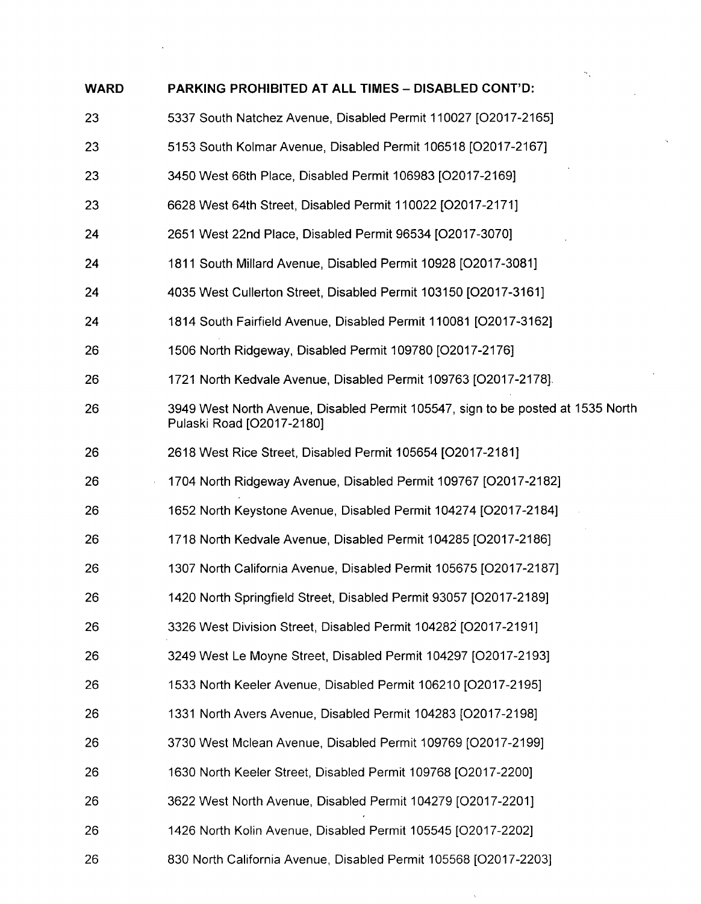| WARD | PARKING PROHIBITED AT ALL TIMES – DISABLED CONT'D: |
| --- | --- |
| 23 | 5337 South Natchez Avenue, Disabled Permit 110027 [O2017-2165] |
| 23 | 5153 South Kolmar Avenue, Disabled Permit 106518 [O2017-2167] |
| 23 | 3450 West 66th Place, Disabled Permit 106983 [O2017-2169] |
| 23 | 6628 West 64th Street, Disabled Permit 110022 [O2017-2171] |
| 24 | 2651 West 22nd Place, Disabled Permit 96534 [O2017-3070] |
| 24 | 1811 South Millard Avenue, Disabled Permit 10928 [O2017-3081] |
| 24 | 4035 West Cullerton Street, Disabled Permit 103150 [O2017-3161] |
| 24 | 1814 South Fairfield Avenue, Disabled Permit 110081 [O2017-3162] |
| 26 | 1506 North Ridgeway, Disabled Permit 109780 [O2017-2176] |
| 26 | 1721 North Kedvale Avenue, Disabled Permit 109763 [O2017-2178] |
| 26 | 3949 West North Avenue, Disabled Permit 105547, sign to be posted at 1535 North Pulaski Road [O2017-2180] |
| 26 | 2618 West Rice Street, Disabled Permit 105654 [O2017-2181] |
| 26 | 1704 North Ridgeway Avenue, Disabled Permit 109767 [O2017-2182] |
| 26 | 1652 North Keystone Avenue, Disabled Permit 104274 [O2017-2184] |
| 26 | 1718 North Kedvale Avenue, Disabled Permit 104285 [O2017-2186] |
| 26 | 1307 North California Avenue, Disabled Permit 105675 [O2017-2187] |
| 26 | 1420 North Springfield Street, Disabled Permit 93057 [O2017-2189] |
| 26 | 3326 West Division Street, Disabled Permit 104282 [O2017-2191] |
| 26 | 3249 West Le Moyne Street, Disabled Permit 104297 [O2017-2193] |
| 26 | 1533 North Keeler Avenue, Disabled Permit 106210 [O2017-2195] |
| 26 | 1331 North Avers Avenue, Disabled Permit 104283 [O2017-2198] |
| 26 | 3730 West Mclean Avenue, Disabled Permit 109769 [O2017-2199] |
| 26 | 1630 North Keeler Street, Disabled Permit 109768 [O2017-2200] |
| 26 | 3622 West North Avenue, Disabled Permit 104279 [O2017-2201] |
| 26 | 1426 North Kolin Avenue, Disabled Permit 105545 [O2017-2202] |
| 26 | 830 North California Avenue, Disabled Permit 105568 [O2017-2203] |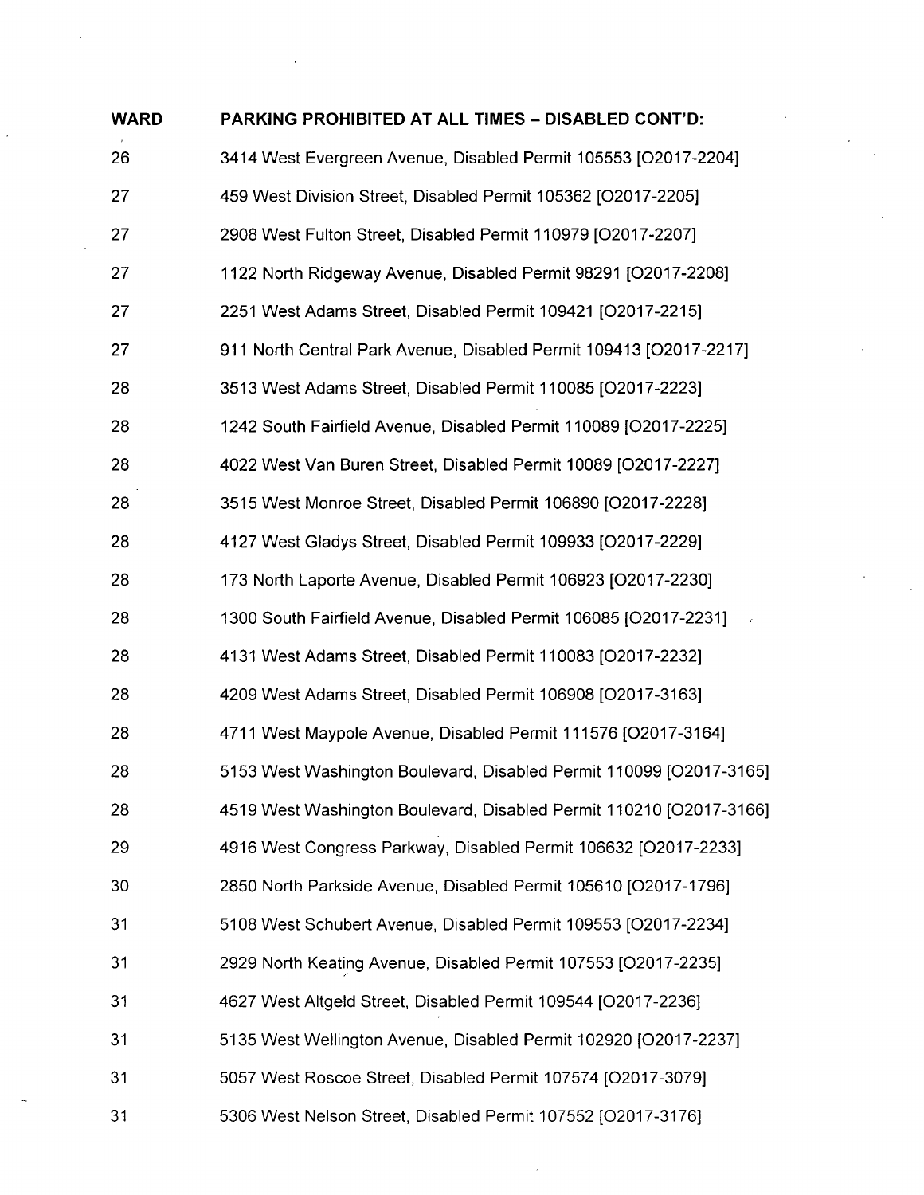| WARD | PARKING PROHIBITED AT ALL TIMES – DISABLED CONT'D: |
| --- | --- |
| 26 | 3414 West Evergreen Avenue, Disabled Permit 105553 [O2017-2204] |
| 27 | 459 West Division Street, Disabled Permit 105362 [O2017-2205] |
| 27 | 2908 West Fulton Street, Disabled Permit 110979 [O2017-2207] |
| 27 | 1122 North Ridgeway Avenue, Disabled Permit 98291 [O2017-2208] |
| 27 | 2251 West Adams Street, Disabled Permit 109421 [O2017-2215] |
| 27 | 911 North Central Park Avenue, Disabled Permit 109413 [O2017-2217] |
| 28 | 3513 West Adams Street, Disabled Permit 110085 [O2017-2223] |
| 28 | 1242 South Fairfield Avenue, Disabled Permit 110089 [O2017-2225] |
| 28 | 4022 West Van Buren Street, Disabled Permit 10089 [O2017-2227] |
| 28 | 3515 West Monroe Street, Disabled Permit 106890 [O2017-2228] |
| 28 | 4127 West Gladys Street, Disabled Permit 109933 [O2017-2229] |
| 28 | 173 North Laporte Avenue, Disabled Permit 106923 [O2017-2230] |
| 28 | 1300 South Fairfield Avenue, Disabled Permit 106085 [O2017-2231] |
| 28 | 4131 West Adams Street, Disabled Permit 110083 [O2017-2232] |
| 28 | 4209 West Adams Street, Disabled Permit 106908 [O2017-3163] |
| 28 | 4711 West Maypole Avenue, Disabled Permit 111576 [O2017-3164] |
| 28 | 5153 West Washington Boulevard, Disabled Permit 110099 [O2017-3165] |
| 28 | 4519 West Washington Boulevard, Disabled Permit 110210 [O2017-3166] |
| 29 | 4916 West Congress Parkway, Disabled Permit 106632 [O2017-2233] |
| 30 | 2850 North Parkside Avenue, Disabled Permit 105610 [O2017-1796] |
| 31 | 5108 West Schubert Avenue, Disabled Permit 109553 [O2017-2234] |
| 31 | 2929 North Keating Avenue, Disabled Permit 107553 [O2017-2235] |
| 31 | 4627 West Altgeld Street, Disabled Permit 109544 [O2017-2236] |
| 31 | 5135 West Wellington Avenue, Disabled Permit 102920 [O2017-2237] |
| 31 | 5057 West Roscoe Street, Disabled Permit 107574 [O2017-3079] |
| 31 | 5306 West Nelson Street, Disabled Permit 107552 [O2017-3176] |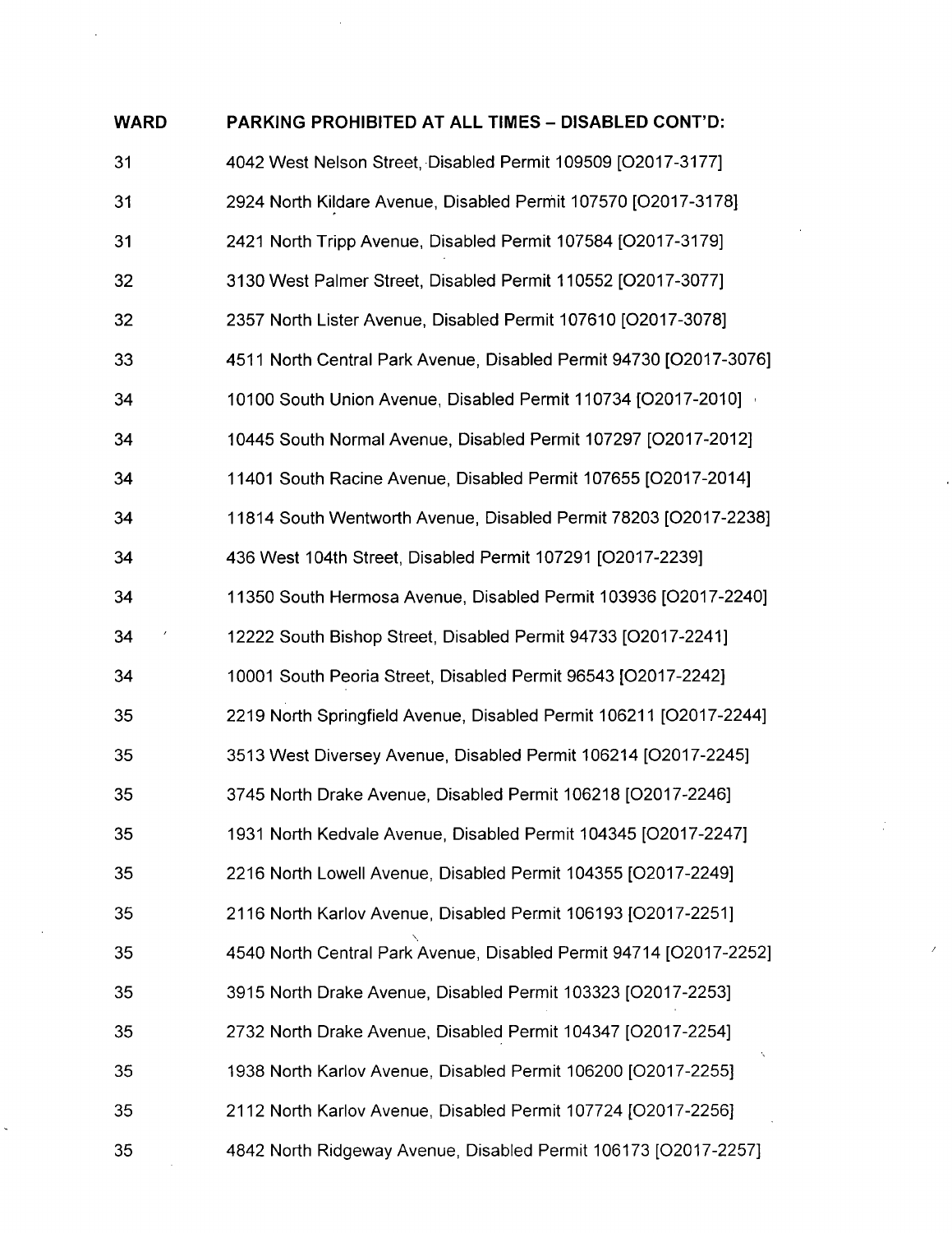| WARD | PARKING PROHIBITED AT ALL TIMES – DISABLED CONT'D: |
|---|---|
| 31 | 4042 West Nelson Street, Disabled Permit 109509 [O2017-3177] |
| 31 | 2924 North Kildare Avenue, Disabled Permit 107570 [O2017-3178] |
| 31 | 2421 North Tripp Avenue, Disabled Permit 107584 [O2017-3179] |
| 32 | 3130 West Palmer Street, Disabled Permit 110552 [O2017-3077] |
| 32 | 2357 North Lister Avenue, Disabled Permit 107610 [O2017-3078] |
| 33 | 4511 North Central Park Avenue, Disabled Permit 94730 [O2017-3076] |
| 34 | 10100 South Union Avenue, Disabled Permit 110734 [O2017-2010] |
| 34 | 10445 South Normal Avenue, Disabled Permit 107297 [O2017-2012] |
| 34 | 11401 South Racine Avenue, Disabled Permit 107655 [O2017-2014] |
| 34 | 11814 South Wentworth Avenue, Disabled Permit 78203 [O2017-2238] |
| 34 | 436 West 104th Street, Disabled Permit 107291 [O2017-2239] |
| 34 | 11350 South Hermosa Avenue, Disabled Permit 103936 [O2017-2240] |
| 34 | 12222 South Bishop Street, Disabled Permit 94733 [O2017-2241] |
| 34 | 10001 South Peoria Street, Disabled Permit 96543 [O2017-2242] |
| 35 | 2219 North Springfield Avenue, Disabled Permit 106211 [O2017-2244] |
| 35 | 3513 West Diversey Avenue, Disabled Permit 106214 [O2017-2245] |
| 35 | 3745 North Drake Avenue, Disabled Permit 106218 [O2017-2246] |
| 35 | 1931 North Kedvale Avenue, Disabled Permit 104345 [O2017-2247] |
| 35 | 2216 North Lowell Avenue, Disabled Permit 104355 [O2017-2249] |
| 35 | 2116 North Karlov Avenue, Disabled Permit 106193 [O2017-2251] |
| 35 | 4540 North Central Park Avenue, Disabled Permit 94714 [O2017-2252] |
| 35 | 3915 North Drake Avenue, Disabled Permit 103323 [O2017-2253] |
| 35 | 2732 North Drake Avenue, Disabled Permit 104347 [O2017-2254] |
| 35 | 1938 North Karlov Avenue, Disabled Permit 106200 [O2017-2255] |
| 35 | 2112 North Karlov Avenue, Disabled Permit 107724 [O2017-2256] |
| 35 | 4842 North Ridgeway Avenue, Disabled Permit 106173 [O2017-2257] |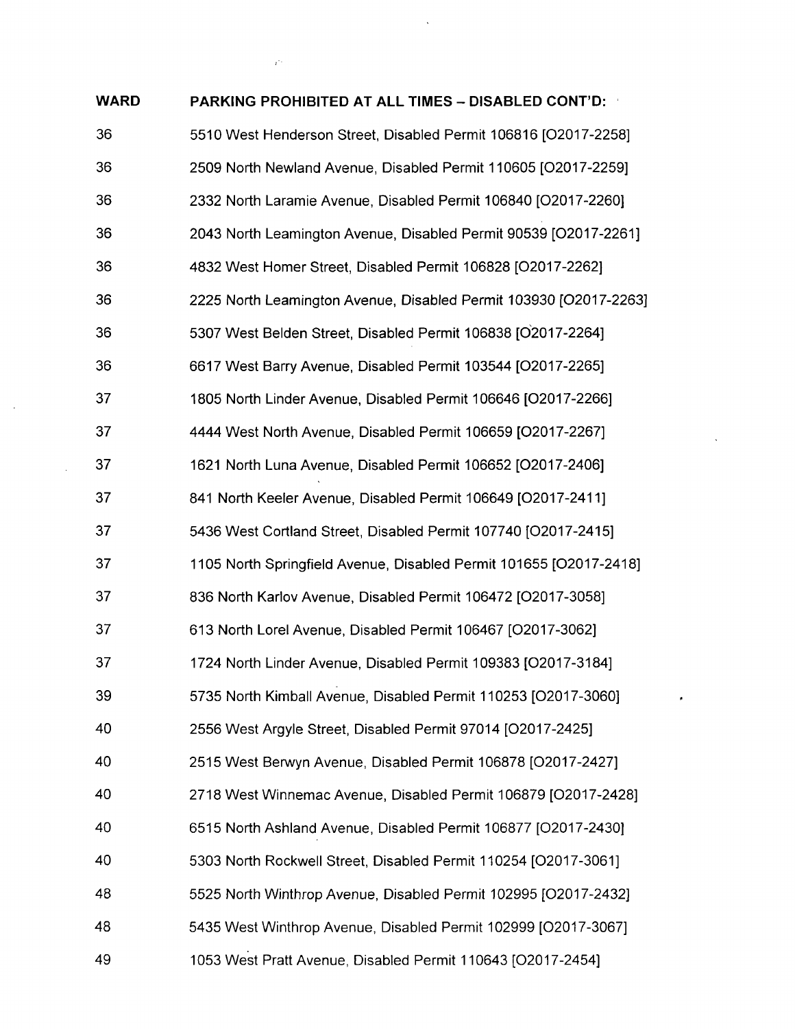| WARD | PARKING PROHIBITED AT ALL TIMES – DISABLED CONT'D: |
|---|---|
| 36 | 5510 West Henderson Street, Disabled Permit 106816 [O2017-2258] |
| 36 | 2509 North Newland Avenue, Disabled Permit 110605 [O2017-2259] |
| 36 | 2332 North Laramie Avenue, Disabled Permit 106840 [O2017-2260] |
| 36 | 2043 North Leamington Avenue, Disabled Permit 90539 [O2017-2261] |
| 36 | 4832 West Homer Street, Disabled Permit 106828 [O2017-2262] |
| 36 | 2225 North Leamington Avenue, Disabled Permit 103930 [O2017-2263] |
| 36 | 5307 West Belden Street, Disabled Permit 106838 [O2017-2264] |
| 36 | 6617 West Barry Avenue, Disabled Permit 103544 [O2017-2265] |
| 37 | 1805 North Linder Avenue, Disabled Permit 106646 [O2017-2266] |
| 37 | 4444 West North Avenue, Disabled Permit 106659 [O2017-2267] |
| 37 | 1621 North Luna Avenue, Disabled Permit 106652 [O2017-2406] |
| 37 | 841 North Keeler Avenue, Disabled Permit 106649 [O2017-2411] |
| 37 | 5436 West Cortland Street, Disabled Permit 107740 [O2017-2415] |
| 37 | 1105 North Springfield Avenue, Disabled Permit 101655 [O2017-2418] |
| 37 | 836 North Karlov Avenue, Disabled Permit 106472 [O2017-3058] |
| 37 | 613 North Lorel Avenue, Disabled Permit 106467 [O2017-3062] |
| 37 | 1724 North Linder Avenue, Disabled Permit 109383 [O2017-3184] |
| 39 | 5735 North Kimball Avenue, Disabled Permit 110253 [O2017-3060] |
| 40 | 2556 West Argyle Street, Disabled Permit 97014 [O2017-2425] |
| 40 | 2515 West Berwyn Avenue, Disabled Permit 106878 [O2017-2427] |
| 40 | 2718 West Winnemac Avenue, Disabled Permit 106879 [O2017-2428] |
| 40 | 6515 North Ashland Avenue, Disabled Permit 106877 [O2017-2430] |
| 40 | 5303 North Rockwell Street, Disabled Permit 110254 [O2017-3061] |
| 48 | 5525 North Winthrop Avenue, Disabled Permit 102995 [O2017-2432] |
| 48 | 5435 West Winthrop Avenue, Disabled Permit 102999 [O2017-3067] |
| 49 | 1053 West Pratt Avenue, Disabled Permit 110643 [O2017-2454] |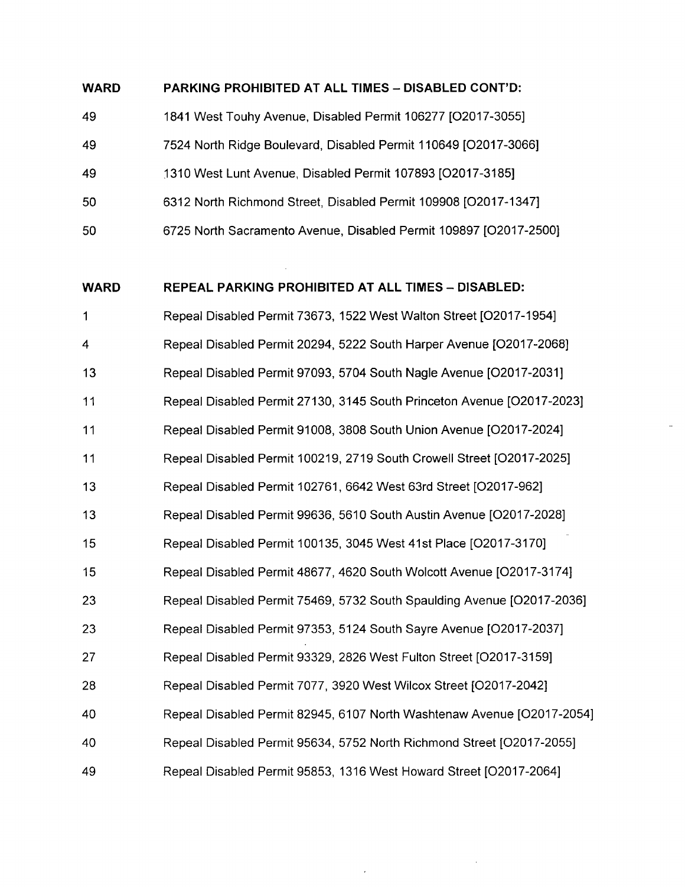| WARD | PARKING PROHIBITED AT ALL TIMES – DISABLED CONT'D: |
|---|---|
| 49 | 1841 West Touhy Avenue, Disabled Permit 106277 [O2017-3055] |
| 49 | 7524 North Ridge Boulevard, Disabled Permit 110649 [O2017-3066] |
| 49 | 1310 West Lunt Avenue, Disabled Permit 107893 [O2017-3185] |
| 50 | 6312 North Richmond Street, Disabled Permit 109908 [O2017-1347] |
| 50 | 6725 North Sacramento Avenue, Disabled Permit 109897 [O2017-2500] |

| WARD | REPEAL PARKING PROHIBITED AT ALL TIMES – DISABLED: |
|---|---|
| 1 | Repeal Disabled Permit 73673, 1522 West Walton Street [O2017-1954] |
| 4 | Repeal Disabled Permit 20294, 5222 South Harper Avenue [O2017-2068] |
| 13 | Repeal Disabled Permit 97093, 5704 South Nagle Avenue [O2017-2031] |
| 11 | Repeal Disabled Permit 27130, 3145 South Princeton Avenue [O2017-2023] |
| 11 | Repeal Disabled Permit 91008, 3808 South Union Avenue [O2017-2024] |
| 11 | Repeal Disabled Permit 100219, 2719 South Crowell Street [O2017-2025] |
| 13 | Repeal Disabled Permit 102761, 6642 West 63rd Street [O2017-962] |
| 13 | Repeal Disabled Permit 99636, 5610 South Austin Avenue [O2017-2028] |
| 15 | Repeal Disabled Permit 100135, 3045 West 41st Place [O2017-3170] |
| 15 | Repeal Disabled Permit 48677, 4620 South Wolcott Avenue [O2017-3174] |
| 23 | Repeal Disabled Permit 75469, 5732 South Spaulding Avenue [O2017-2036] |
| 23 | Repeal Disabled Permit 97353, 5124 South Sayre Avenue [O2017-2037] |
| 27 | Repeal Disabled Permit 93329, 2826 West Fulton Street [O2017-3159] |
| 28 | Repeal Disabled Permit 7077, 3920 West Wilcox Street [O2017-2042] |
| 40 | Repeal Disabled Permit 82945, 6107 North Washtenaw Avenue [O2017-2054] |
| 40 | Repeal Disabled Permit 95634, 5752 North Richmond Street [O2017-2055] |
| 49 | Repeal Disabled Permit 95853, 1316 West Howard Street [O2017-2064] |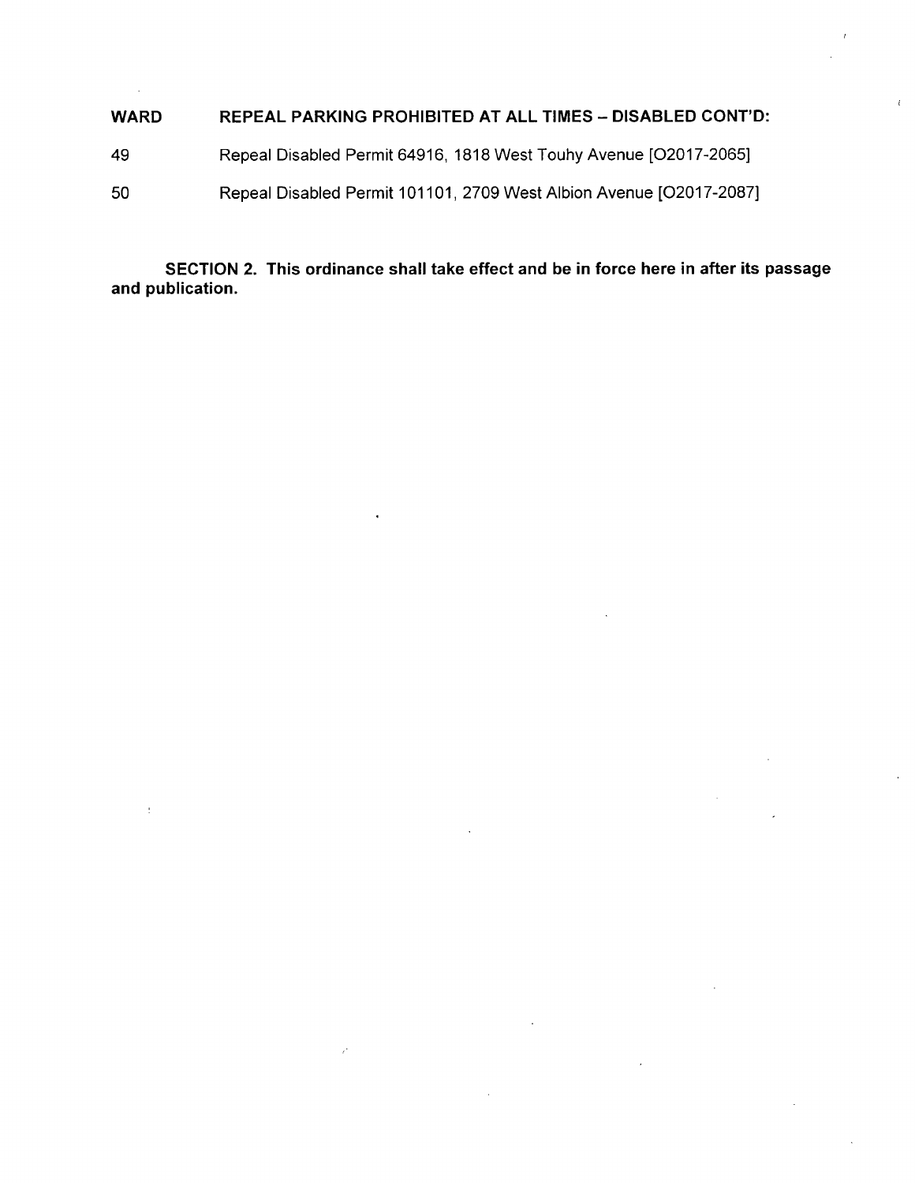| WARD | REPEAL PARKING PROHIBITED AT ALL TIMES – DISABLED CONT'D: |
|---|---|
| 49 | Repeal Disabled Permit 64916, 1818 West Touhy Avenue [O2017-2065] |
| 50 | Repeal Disabled Permit 101101, 2709 West Albion Avenue [O2017-2087] |

**SECTION 2. This ordinance shall take effect and be in force here in after its passage and publication.**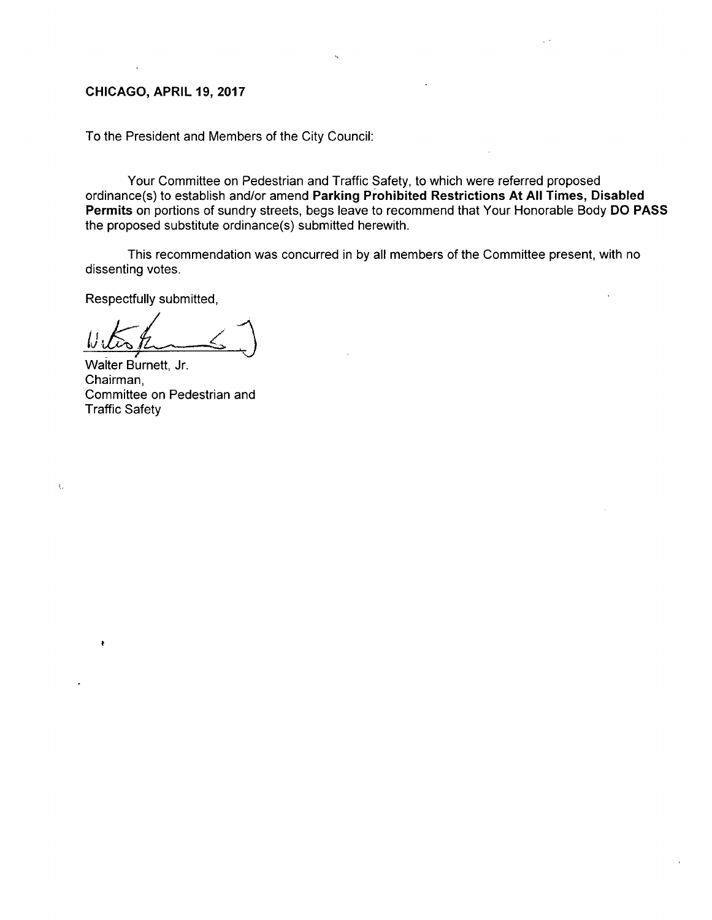**CHICAGO, APRIL 19, 2017**

To the President and Members of the City Council:

Your Committee on Pedestrian and Traffic Safety, to which were referred proposed ordinance(s) to establish and/or amend **Parking Prohibited Restrictions At All Times, Disabled Permits** on portions of sundry streets, begs leave to recommend that Your Honorable Body **DO PASS** the proposed substitute ordinance(s) submitted herewith.

This recommendation was concurred in by all members of the Committee present, with no dissenting votes.

Respectfully submitted,

Walter Burnett, Jr.
Chairman,
Committee on Pedestrian and
Traffic Safety